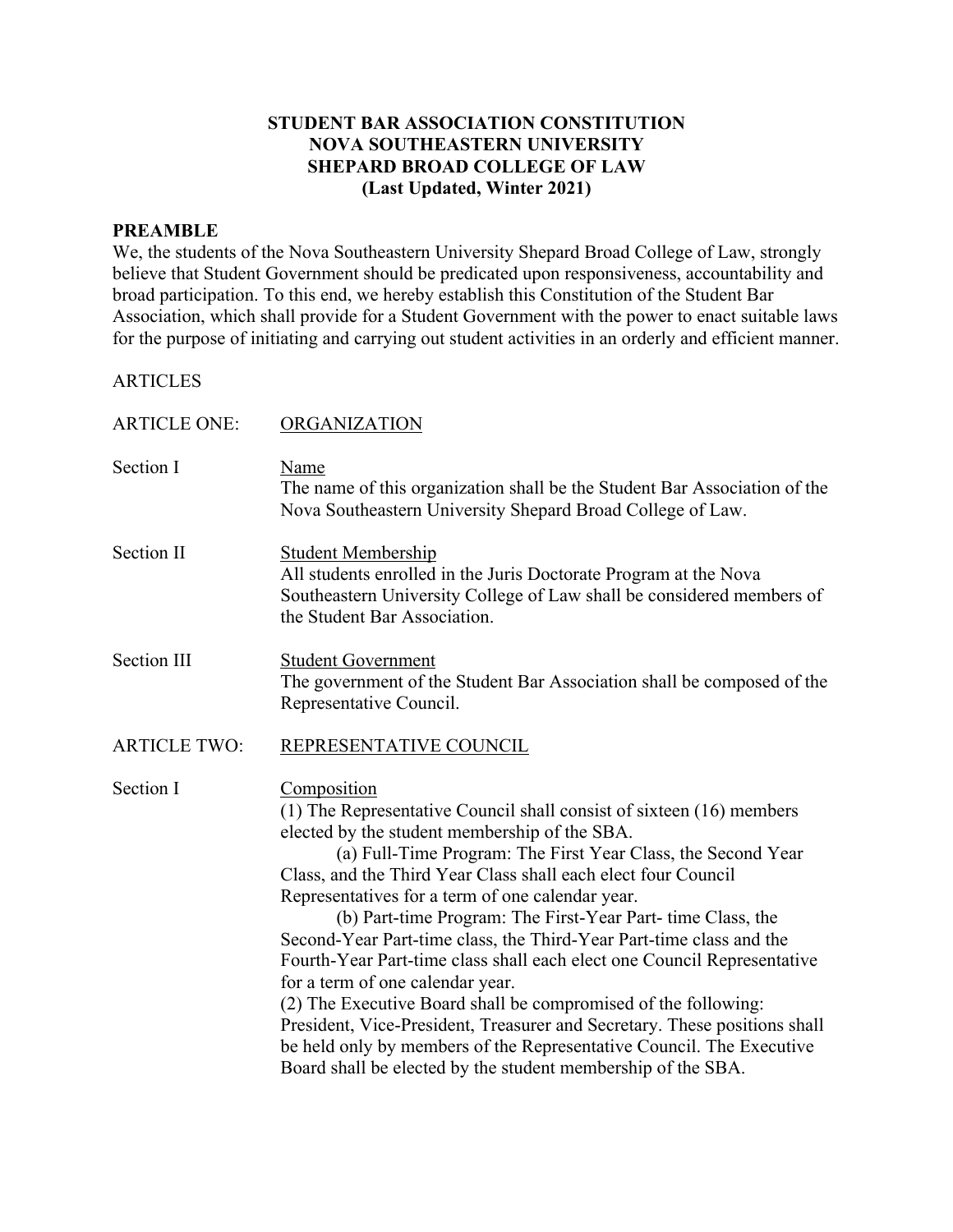# STUDENT BAR ASSOCIATION CONSTITUTION
# NOVA SOUTHEASTERN UNIVERSITY
# SHEPARD BROAD COLLEGE OF LAW
# (Last Updated, Winter 2021)

## PREAMBLE

We, the students of the Nova Southeastern University Shepard Broad College of Law, strongly believe that Student Government should be predicated upon responsiveness, accountability and broad participation. To this end, we hereby establish this Constitution of the Student Bar Association, which shall provide for a Student Government with the power to enact suitable laws for the purpose of initiating and carrying out student activities in an orderly and efficient manner.

ARTICLES

## ARTICLE ONE: ORGANIZATION

**Section I** — Name

The name of this organization shall be the Student Bar Association of the Nova Southeastern University Shepard Broad College of Law.

**Section II** — Student Membership

All students enrolled in the Juris Doctorate Program at the Nova Southeastern University College of Law shall be considered members of the Student Bar Association.

**Section III** — Student Government

The government of the Student Bar Association shall be composed of the Representative Council.

## ARTICLE TWO: REPRESENTATIVE COUNCIL

**Section I** — Composition

(1) The Representative Council shall consist of sixteen (16) members elected by the student membership of the SBA.

(a) Full-Time Program: The First Year Class, the Second Year Class, and the Third Year Class shall each elect four Council Representatives for a term of one calendar year.

(b) Part-time Program: The First-Year Part- time Class, the Second-Year Part-time class, the Third-Year Part-time class and the Fourth-Year Part-time class shall each elect one Council Representative for a term of one calendar year.

(2) The Executive Board shall be compromised of the following: President, Vice-President, Treasurer and Secretary. These positions shall be held only by members of the Representative Council. The Executive Board shall be elected by the student membership of the SBA.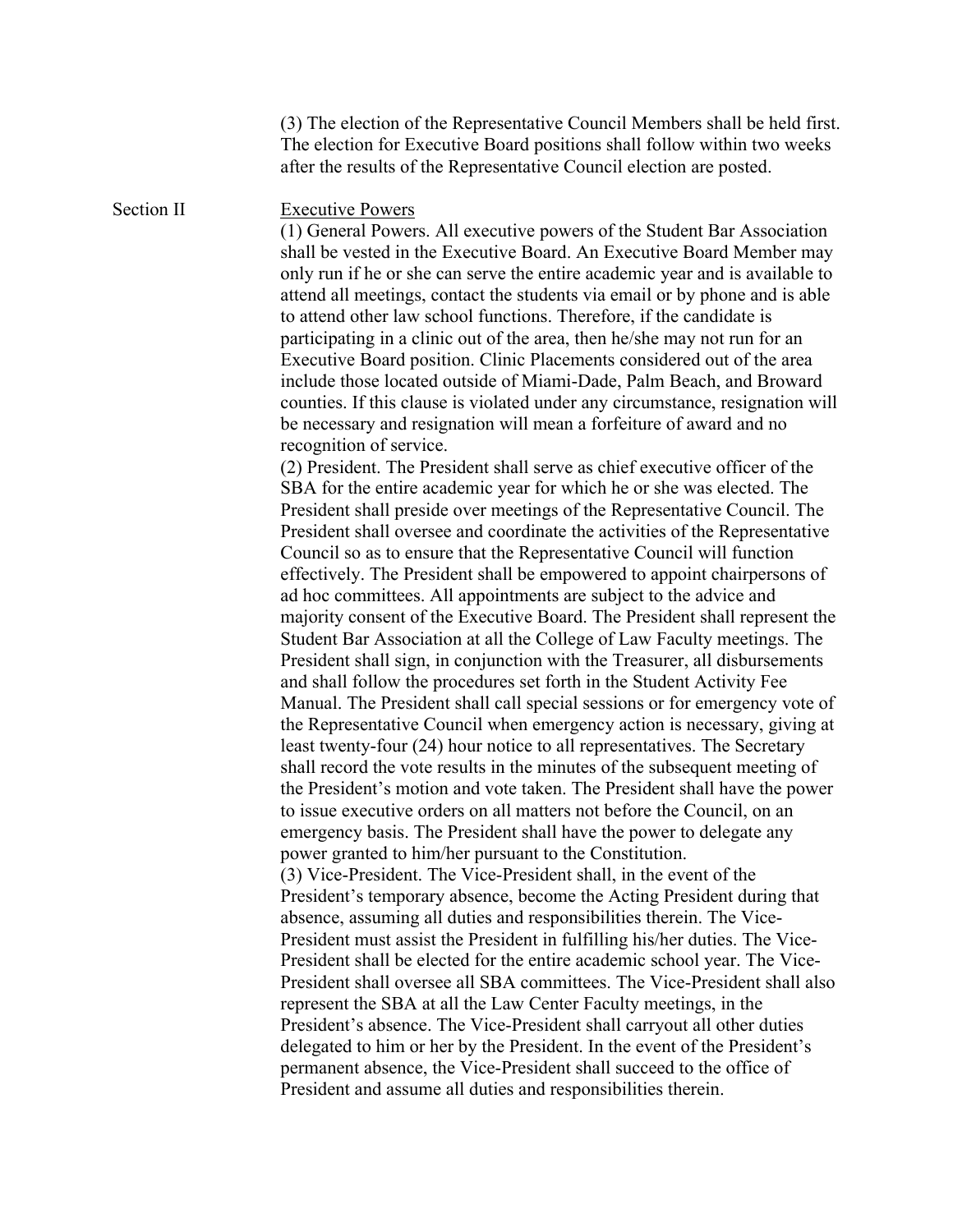(3) The election of the Representative Council Members shall be held first. The election for Executive Board positions shall follow within two weeks after the results of the Representative Council election are posted.

Section II <u>Executive Powers</u>

(1) General Powers. All executive powers of the Student Bar Association shall be vested in the Executive Board. An Executive Board Member may only run if he or she can serve the entire academic year and is available to attend all meetings, contact the students via email or by phone and is able to attend other law school functions. Therefore, if the candidate is participating in a clinic out of the area, then he/she may not run for an Executive Board position. Clinic Placements considered out of the area include those located outside of Miami-Dade, Palm Beach, and Broward counties. If this clause is violated under any circumstance, resignation will be necessary and resignation will mean a forfeiture of award and no recognition of service.

(2) President. The President shall serve as chief executive officer of the SBA for the entire academic year for which he or she was elected. The President shall preside over meetings of the Representative Council. The President shall oversee and coordinate the activities of the Representative Council so as to ensure that the Representative Council will function effectively. The President shall be empowered to appoint chairpersons of ad hoc committees. All appointments are subject to the advice and majority consent of the Executive Board. The President shall represent the Student Bar Association at all the College of Law Faculty meetings. The President shall sign, in conjunction with the Treasurer, all disbursements and shall follow the procedures set forth in the Student Activity Fee Manual. The President shall call special sessions or for emergency vote of the Representative Council when emergency action is necessary, giving at least twenty-four (24) hour notice to all representatives. The Secretary shall record the vote results in the minutes of the subsequent meeting of the President's motion and vote taken. The President shall have the power to issue executive orders on all matters not before the Council, on an emergency basis. The President shall have the power to delegate any power granted to him/her pursuant to the Constitution.

(3) Vice-President. The Vice-President shall, in the event of the President's temporary absence, become the Acting President during that absence, assuming all duties and responsibilities therein. The Vice-President must assist the President in fulfilling his/her duties. The Vice-President shall be elected for the entire academic school year. The Vice-President shall oversee all SBA committees. The Vice-President shall also represent the SBA at all the Law Center Faculty meetings, in the President's absence. The Vice-President shall carryout all other duties delegated to him or her by the President. In the event of the President's permanent absence, the Vice-President shall succeed to the office of President and assume all duties and responsibilities therein.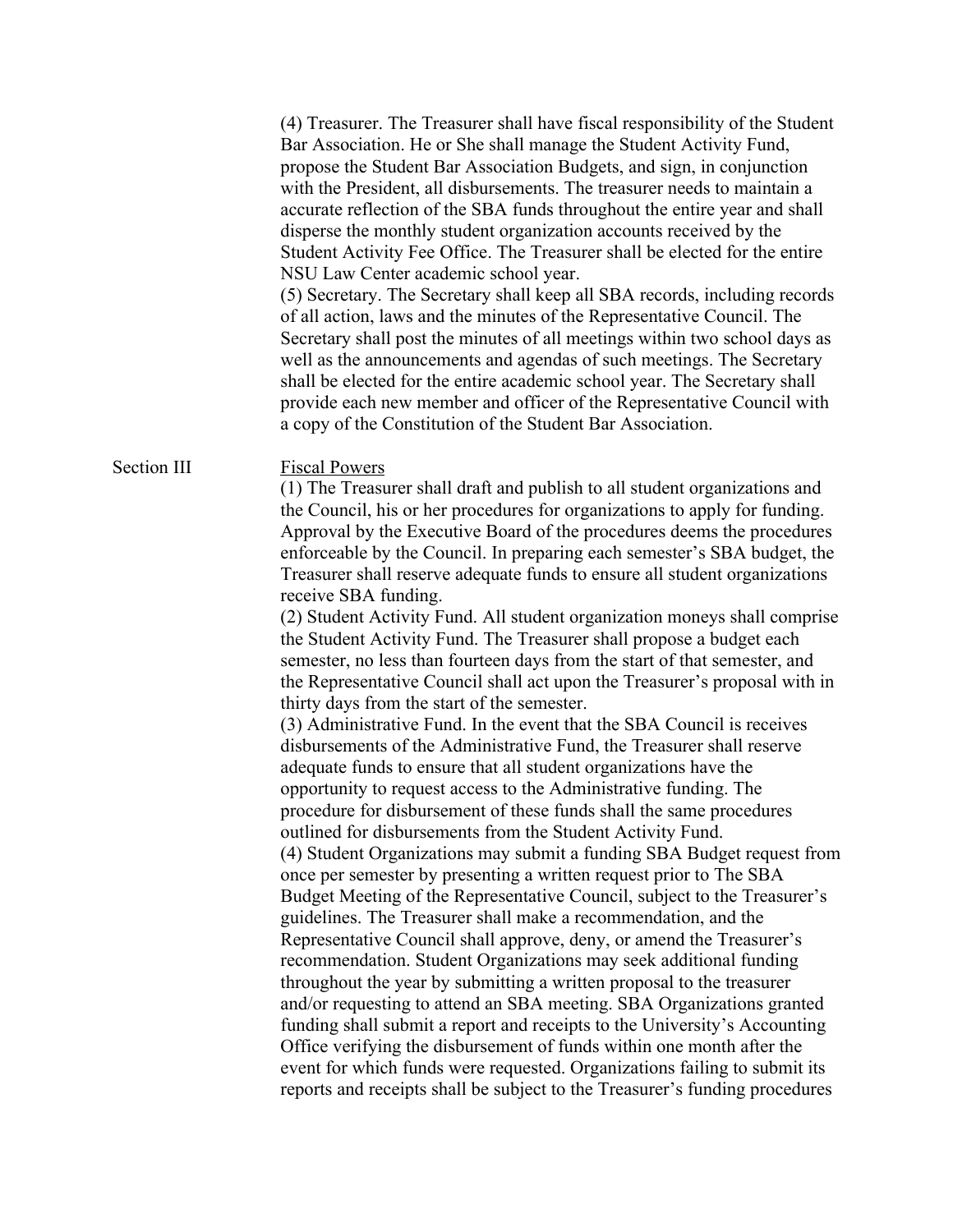(4) Treasurer. The Treasurer shall have fiscal responsibility of the Student Bar Association. He or She shall manage the Student Activity Fund, propose the Student Bar Association Budgets, and sign, in conjunction with the President, all disbursements. The treasurer needs to maintain a accurate reflection of the SBA funds throughout the entire year and shall disperse the monthly student organization accounts received by the Student Activity Fee Office. The Treasurer shall be elected for the entire NSU Law Center academic school year.

(5) Secretary. The Secretary shall keep all SBA records, including records of all action, laws and the minutes of the Representative Council. The Secretary shall post the minutes of all meetings within two school days as well as the announcements and agendas of such meetings. The Secretary shall be elected for the entire academic school year. The Secretary shall provide each new member and officer of the Representative Council with a copy of the Constitution of the Student Bar Association.

Section III Fiscal Powers

(1) The Treasurer shall draft and publish to all student organizations and the Council, his or her procedures for organizations to apply for funding. Approval by the Executive Board of the procedures deems the procedures enforceable by the Council. In preparing each semester's SBA budget, the Treasurer shall reserve adequate funds to ensure all student organizations receive SBA funding.

(2) Student Activity Fund. All student organization moneys shall comprise the Student Activity Fund. The Treasurer shall propose a budget each semester, no less than fourteen days from the start of that semester, and the Representative Council shall act upon the Treasurer's proposal with in thirty days from the start of the semester.

(3) Administrative Fund. In the event that the SBA Council is receives disbursements of the Administrative Fund, the Treasurer shall reserve adequate funds to ensure that all student organizations have the opportunity to request access to the Administrative funding. The procedure for disbursement of these funds shall the same procedures outlined for disbursements from the Student Activity Fund.

(4) Student Organizations may submit a funding SBA Budget request from once per semester by presenting a written request prior to The SBA Budget Meeting of the Representative Council, subject to the Treasurer's guidelines. The Treasurer shall make a recommendation, and the Representative Council shall approve, deny, or amend the Treasurer's recommendation. Student Organizations may seek additional funding throughout the year by submitting a written proposal to the treasurer and/or requesting to attend an SBA meeting. SBA Organizations granted funding shall submit a report and receipts to the University's Accounting Office verifying the disbursement of funds within one month after the event for which funds were requested. Organizations failing to submit its reports and receipts shall be subject to the Treasurer's funding procedures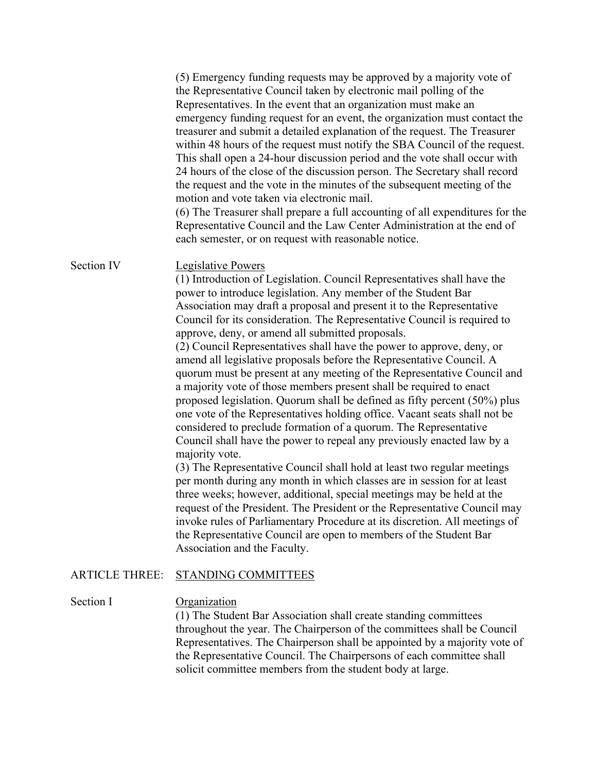(5) Emergency funding requests may be approved by a majority vote of the Representative Council taken by electronic mail polling of the Representatives. In the event that an organization must make an emergency funding request for an event, the organization must contact the treasurer and submit a detailed explanation of the request. The Treasurer within 48 hours of the request must notify the SBA Council of the request. This shall open a 24-hour discussion period and the vote shall occur with 24 hours of the close of the discussion person. The Secretary shall record the request and the vote in the minutes of the subsequent meeting of the motion and vote taken via electronic mail.

(6) The Treasurer shall prepare a full accounting of all expenditures for the Representative Council and the Law Center Administration at the end of each semester, or on request with reasonable notice.

Section IV — Legislative Powers

(1) Introduction of Legislation. Council Representatives shall have the power to introduce legislation. Any member of the Student Bar Association may draft a proposal and present it to the Representative Council for its consideration. The Representative Council is required to approve, deny, or amend all submitted proposals.

(2) Council Representatives shall have the power to approve, deny, or amend all legislative proposals before the Representative Council. A quorum must be present at any meeting of the Representative Council and a majority vote of those members present shall be required to enact proposed legislation. Quorum shall be defined as fifty percent (50%) plus one vote of the Representatives holding office. Vacant seats shall not be considered to preclude formation of a quorum. The Representative Council shall have the power to repeal any previously enacted law by a majority vote.

(3) The Representative Council shall hold at least two regular meetings per month during any month in which classes are in session for at least three weeks; however, additional, special meetings may be held at the request of the President. The President or the Representative Council may invoke rules of Parliamentary Procedure at its discretion. All meetings of the Representative Council are open to members of the Student Bar Association and the Faculty.

## ARTICLE THREE: STANDING COMMITTEES

Section I — Organization

(1) The Student Bar Association shall create standing committees throughout the year. The Chairperson of the committees shall be Council Representatives. The Chairperson shall be appointed by a majority vote of the Representative Council. The Chairpersons of each committee shall solicit committee members from the student body at large.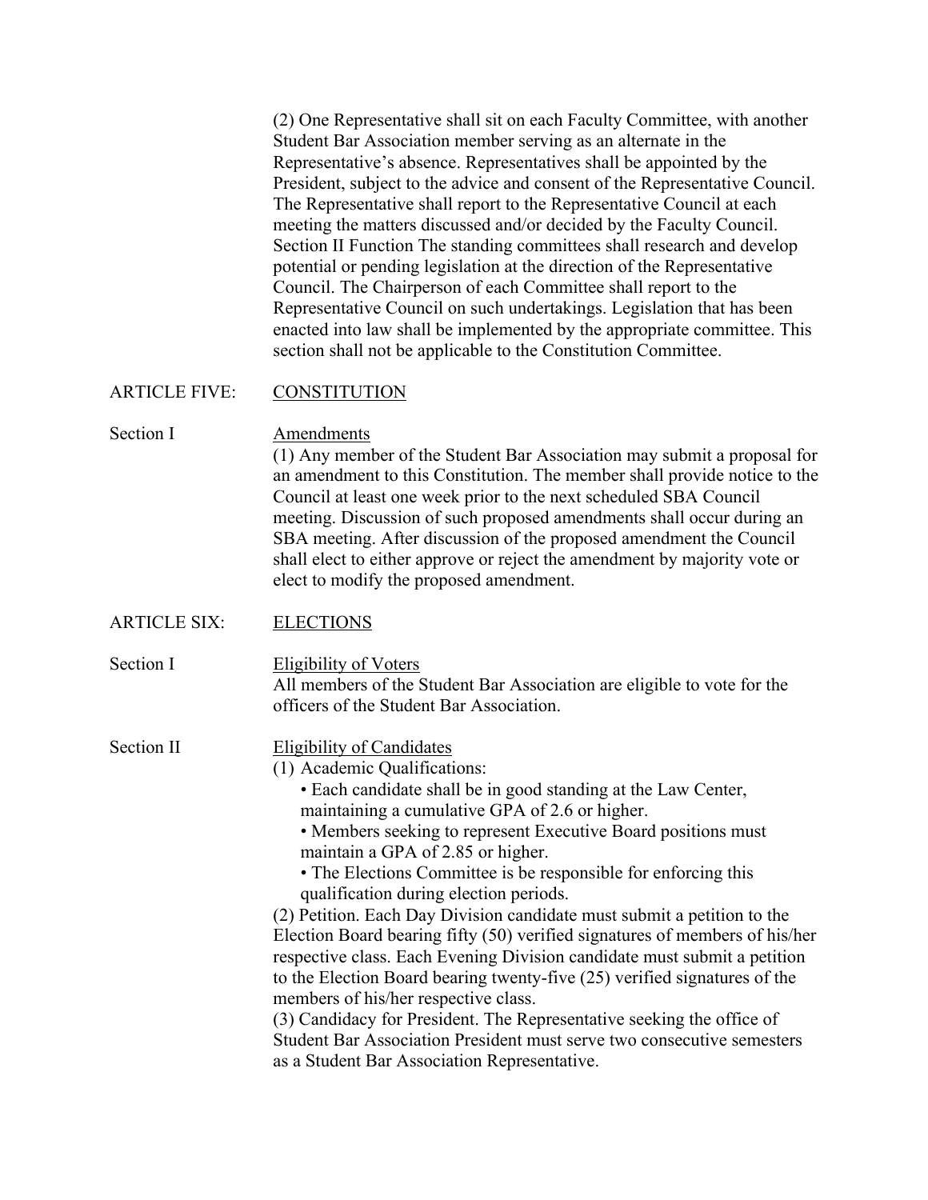(2) One Representative shall sit on each Faculty Committee, with another Student Bar Association member serving as an alternate in the Representative's absence. Representatives shall be appointed by the President, subject to the advice and consent of the Representative Council. The Representative shall report to the Representative Council at each meeting the matters discussed and/or decided by the Faculty Council. Section II Function The standing committees shall research and develop potential or pending legislation at the direction of the Representative Council. The Chairperson of each Committee shall report to the Representative Council on such undertakings. Legislation that has been enacted into law shall be implemented by the appropriate committee. This section shall not be applicable to the Constitution Committee.

## ARTICLE FIVE: CONSTITUTION

### Section I Amendments

(1) Any member of the Student Bar Association may submit a proposal for an amendment to this Constitution. The member shall provide notice to the Council at least one week prior to the next scheduled SBA Council meeting. Discussion of such proposed amendments shall occur during an SBA meeting. After discussion of the proposed amendment the Council shall elect to either approve or reject the amendment by majority vote or elect to modify the proposed amendment.

## ARTICLE SIX: ELECTIONS

### Section I Eligibility of Voters

All members of the Student Bar Association are eligible to vote for the officers of the Student Bar Association.

### Section II Eligibility of Candidates

(1) Academic Qualifications:

- Each candidate shall be in good standing at the Law Center, maintaining a cumulative GPA of 2.6 or higher.
- Members seeking to represent Executive Board positions must maintain a GPA of 2.85 or higher.
- The Elections Committee is be responsible for enforcing this qualification during election periods.

(2) Petition. Each Day Division candidate must submit a petition to the Election Board bearing fifty (50) verified signatures of members of his/her respective class. Each Evening Division candidate must submit a petition to the Election Board bearing twenty-five (25) verified signatures of the members of his/her respective class.

(3) Candidacy for President. The Representative seeking the office of Student Bar Association President must serve two consecutive semesters as a Student Bar Association Representative.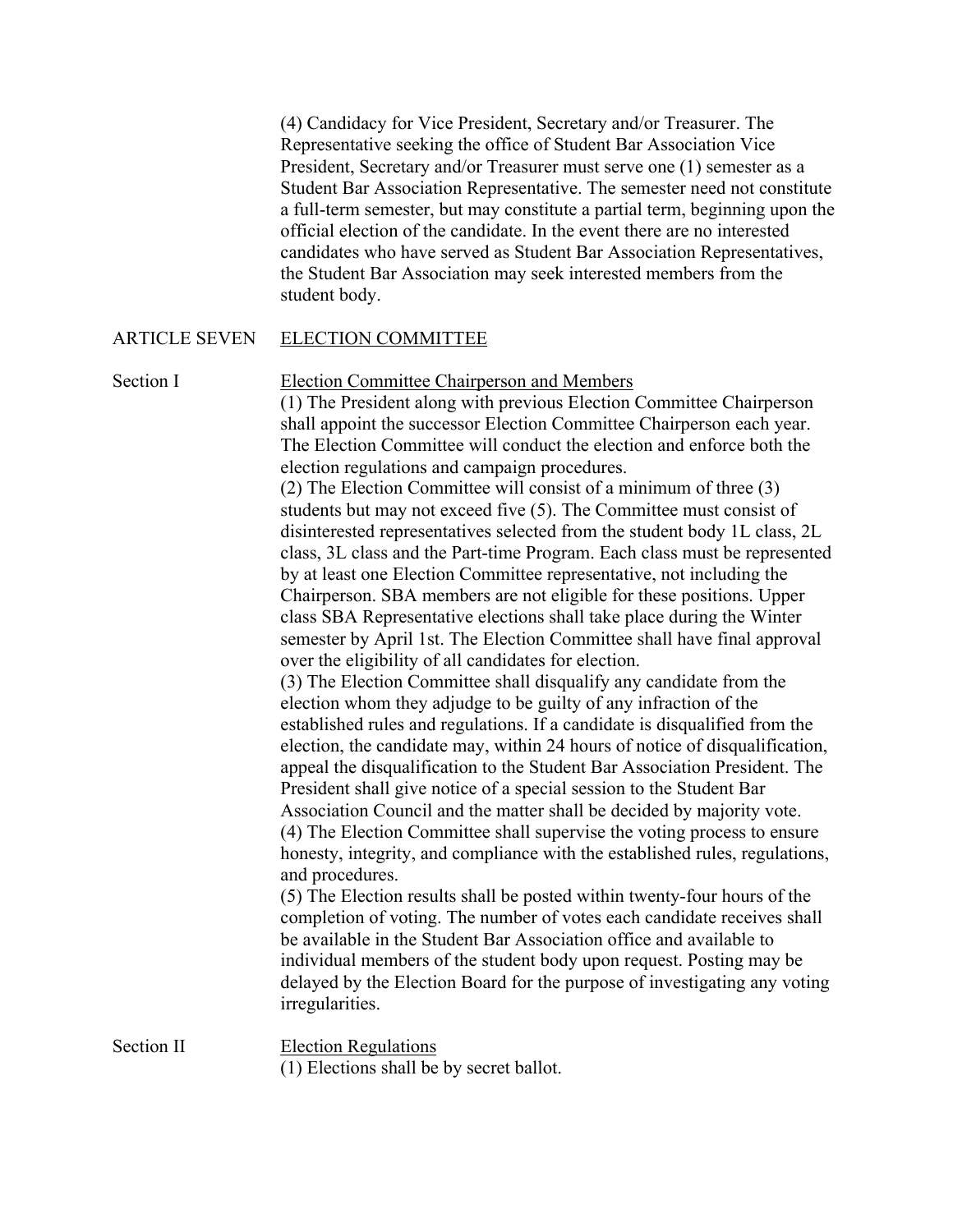(4) Candidacy for Vice President, Secretary and/or Treasurer. The Representative seeking the office of Student Bar Association Vice President, Secretary and/or Treasurer must serve one (1) semester as a Student Bar Association Representative. The semester need not constitute a full-term semester, but may constitute a partial term, beginning upon the official election of the candidate. In the event there are no interested candidates who have served as Student Bar Association Representatives, the Student Bar Association may seek interested members from the student body.

## ARTICLE SEVEN ELECTION COMMITTEE

### Section I Election Committee Chairperson and Members

(1) The President along with previous Election Committee Chairperson shall appoint the successor Election Committee Chairperson each year. The Election Committee will conduct the election and enforce both the election regulations and campaign procedures.

(2) The Election Committee will consist of a minimum of three (3) students but may not exceed five (5). The Committee must consist of disinterested representatives selected from the student body 1L class, 2L class, 3L class and the Part-time Program. Each class must be represented by at least one Election Committee representative, not including the Chairperson. SBA members are not eligible for these positions. Upper class SBA Representative elections shall take place during the Winter semester by April 1st. The Election Committee shall have final approval over the eligibility of all candidates for election.

(3) The Election Committee shall disqualify any candidate from the election whom they adjudge to be guilty of any infraction of the established rules and regulations. If a candidate is disqualified from the election, the candidate may, within 24 hours of notice of disqualification, appeal the disqualification to the Student Bar Association President. The President shall give notice of a special session to the Student Bar Association Council and the matter shall be decided by majority vote.

(4) The Election Committee shall supervise the voting process to ensure honesty, integrity, and compliance with the established rules, regulations, and procedures.

(5) The Election results shall be posted within twenty-four hours of the completion of voting. The number of votes each candidate receives shall be available in the Student Bar Association office and available to individual members of the student body upon request. Posting may be delayed by the Election Board for the purpose of investigating any voting irregularities.

### Section II Election Regulations

(1) Elections shall be by secret ballot.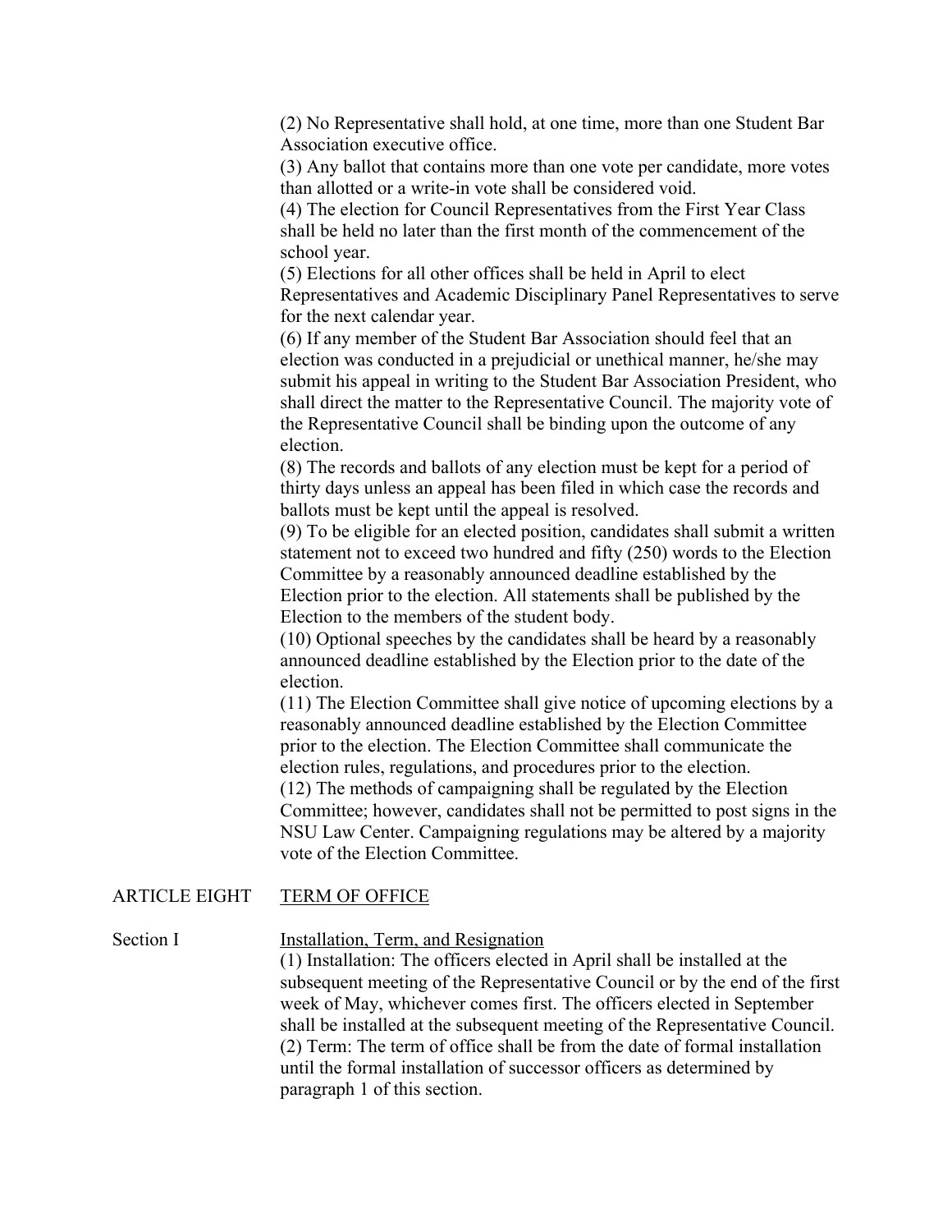(2) No Representative shall hold, at one time, more than one Student Bar Association executive office.

(3) Any ballot that contains more than one vote per candidate, more votes than allotted or a write-in vote shall be considered void.

(4) The election for Council Representatives from the First Year Class shall be held no later than the first month of the commencement of the school year.

(5) Elections for all other offices shall be held in April to elect Representatives and Academic Disciplinary Panel Representatives to serve for the next calendar year.

(6) If any member of the Student Bar Association should feel that an election was conducted in a prejudicial or unethical manner, he/she may submit his appeal in writing to the Student Bar Association President, who shall direct the matter to the Representative Council. The majority vote of the Representative Council shall be binding upon the outcome of any election.

(8) The records and ballots of any election must be kept for a period of thirty days unless an appeal has been filed in which case the records and ballots must be kept until the appeal is resolved.

(9) To be eligible for an elected position, candidates shall submit a written statement not to exceed two hundred and fifty (250) words to the Election Committee by a reasonably announced deadline established by the Election prior to the election. All statements shall be published by the Election to the members of the student body.

(10) Optional speeches by the candidates shall be heard by a reasonably announced deadline established by the Election prior to the date of the election.

(11) The Election Committee shall give notice of upcoming elections by a reasonably announced deadline established by the Election Committee prior to the election. The Election Committee shall communicate the election rules, regulations, and procedures prior to the election.

(12) The methods of campaigning shall be regulated by the Election Committee; however, candidates shall not be permitted to post signs in the NSU Law Center. Campaigning regulations may be altered by a majority vote of the Election Committee.

## ARTICLE EIGHT <u>TERM OF OFFICE</u>

### Section I <u>Installation, Term, and Resignation</u>

(1) Installation: The officers elected in April shall be installed at the subsequent meeting of the Representative Council or by the end of the first week of May, whichever comes first. The officers elected in September shall be installed at the subsequent meeting of the Representative Council.

(2) Term: The term of office shall be from the date of formal installation until the formal installation of successor officers as determined by paragraph 1 of this section.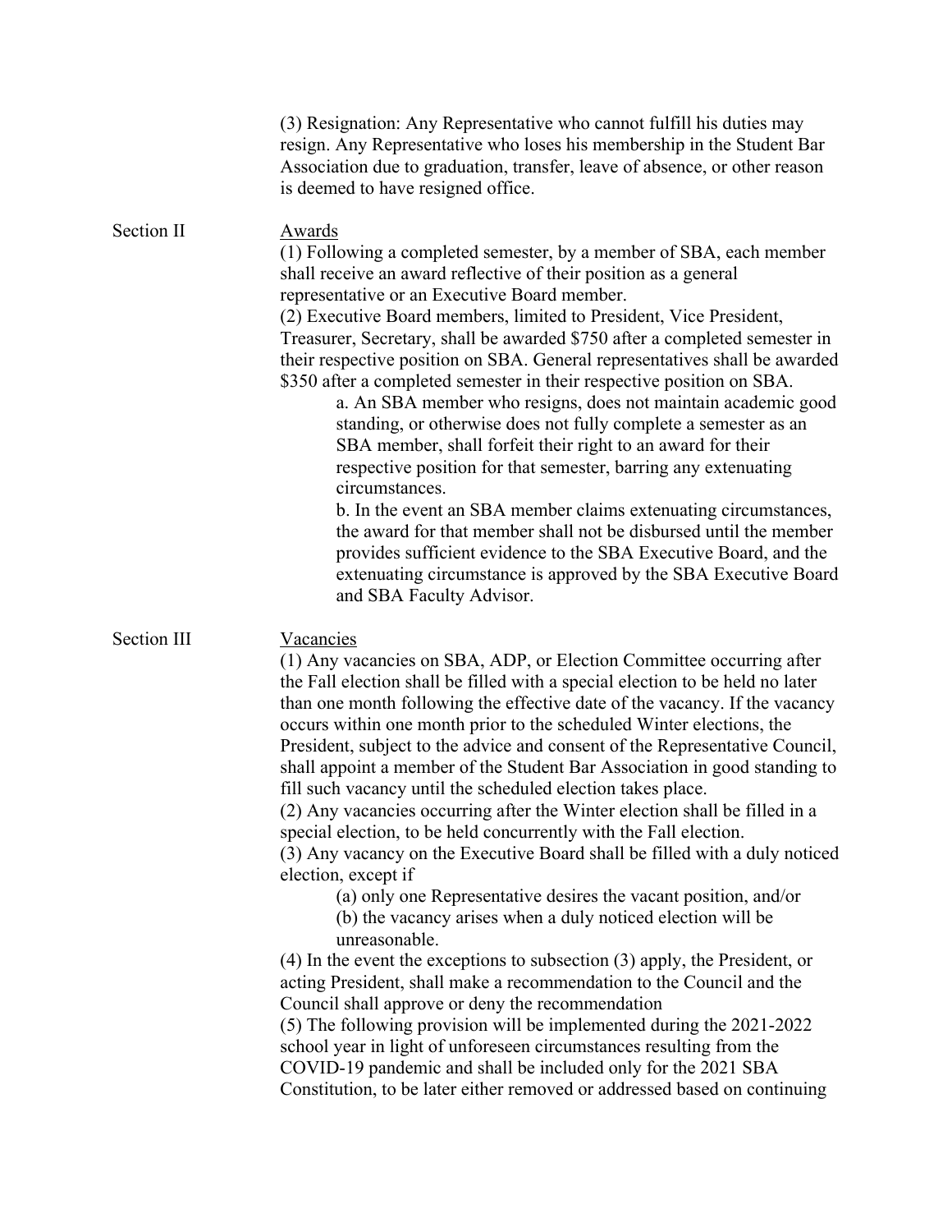(3) Resignation: Any Representative who cannot fulfill his duties may resign. Any Representative who loses his membership in the Student Bar Association due to graduation, transfer, leave of absence, or other reason is deemed to have resigned office.

**Section II** <u>Awards</u>

(1) Following a completed semester, by a member of SBA, each member shall receive an award reflective of their position as a general representative or an Executive Board member.

(2) Executive Board members, limited to President, Vice President, Treasurer, Secretary, shall be awarded $750 after a completed semester in their respective position on SBA. General representatives shall be awarded $350 after a completed semester in their respective position on SBA.

> a. An SBA member who resigns, does not maintain academic good standing, or otherwise does not fully complete a semester as an SBA member, shall forfeit their right to an award for their respective position for that semester, barring any extenuating circumstances.
>
> b. In the event an SBA member claims extenuating circumstances, the award for that member shall not be disbursed until the member provides sufficient evidence to the SBA Executive Board, and the extenuating circumstance is approved by the SBA Executive Board and SBA Faculty Advisor.

**Section III** <u>Vacancies</u>

(1) Any vacancies on SBA, ADP, or Election Committee occurring after the Fall election shall be filled with a special election to be held no later than one month following the effective date of the vacancy. If the vacancy occurs within one month prior to the scheduled Winter elections, the President, subject to the advice and consent of the Representative Council, shall appoint a member of the Student Bar Association in good standing to fill such vacancy until the scheduled election takes place.

(2) Any vacancies occurring after the Winter election shall be filled in a special election, to be held concurrently with the Fall election.

(3) Any vacancy on the Executive Board shall be filled with a duly noticed election, except if

> (a) only one Representative desires the vacant position, and/or
>
> (b) the vacancy arises when a duly noticed election will be unreasonable.

(4) In the event the exceptions to subsection (3) apply, the President, or acting President, shall make a recommendation to the Council and the Council shall approve or deny the recommendation

(5) The following provision will be implemented during the 2021-2022 school year in light of unforeseen circumstances resulting from the COVID-19 pandemic and shall be included only for the 2021 SBA Constitution, to be later either removed or addressed based on continuing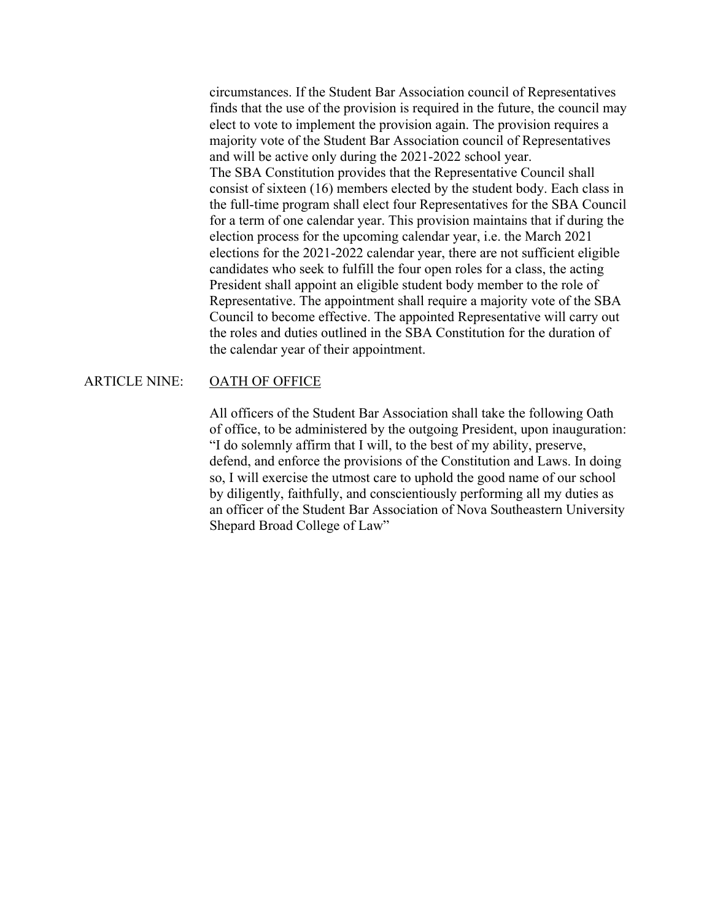circumstances. If the Student Bar Association council of Representatives finds that the use of the provision is required in the future, the council may elect to vote to implement the provision again. The provision requires a majority vote of the Student Bar Association council of Representatives and will be active only during the 2021-2022 school year.
The SBA Constitution provides that the Representative Council shall consist of sixteen (16) members elected by the student body. Each class in the full-time program shall elect four Representatives for the SBA Council for a term of one calendar year. This provision maintains that if during the election process for the upcoming calendar year, i.e. the March 2021 elections for the 2021-2022 calendar year, there are not sufficient eligible candidates who seek to fulfill the four open roles for a class, the acting President shall appoint an eligible student body member to the role of Representative. The appointment shall require a majority vote of the SBA Council to become effective. The appointed Representative will carry out the roles and duties outlined in the SBA Constitution for the duration of the calendar year of their appointment.

## ARTICLE NINE: OATH OF OFFICE

All officers of the Student Bar Association shall take the following Oath of office, to be administered by the outgoing President, upon inauguration: "I do solemnly affirm that I will, to the best of my ability, preserve, defend, and enforce the provisions of the Constitution and Laws. In doing so, I will exercise the utmost care to uphold the good name of our school by diligently, faithfully, and conscientiously performing all my duties as an officer of the Student Bar Association of Nova Southeastern University Shepard Broad College of Law"